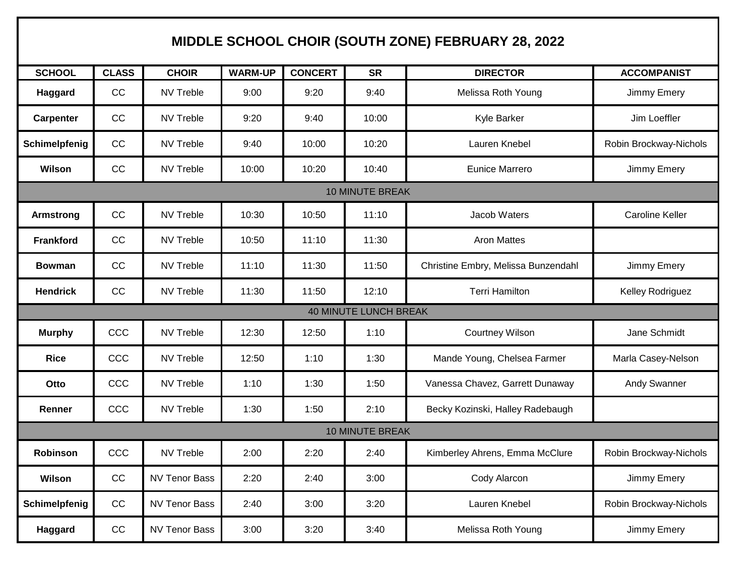# MIDDLE SCHOOL CHOIR (SOUTH ZONE) FEBRUARY 28, 2022

| SCHOOL | CLASS | CHOIR | WARM-UP | CONCERT | SR | DIRECTOR | ACCOMPANIST |
|---|---|---|---|---|---|---|---|
| **Haggard** | CC | NV Treble | 9:00 | 9:20 | 9:40 | Melissa Roth Young | Jimmy Emery |
| **Carpenter** | CC | NV Treble | 9:20 | 9:40 | 10:00 | Kyle Barker | Jim Loeffler |
| **Schimelpfenig** | CC | NV Treble | 9:40 | 10:00 | 10:20 | Lauren Knebel | Robin Brockway-Nichols |
| **Wilson** | CC | NV Treble | 10:00 | 10:20 | 10:40 | Eunice Marrero | Jimmy Emery |
| 10 MINUTE BREAK | | | | | | | |
| **Armstrong** | CC | NV Treble | 10:30 | 10:50 | 11:10 | Jacob Waters | Caroline Keller |
| **Frankford** | CC | NV Treble | 10:50 | 11:10 | 11:30 | Aron Mattes | |
| **Bowman** | CC | NV Treble | 11:10 | 11:30 | 11:50 | Christine Embry, Melissa Bunzendahl | Jimmy Emery |
| **Hendrick** | CC | NV Treble | 11:30 | 11:50 | 12:10 | Terri Hamilton | Kelley Rodriguez |
| 40 MINUTE LUNCH BREAK | | | | | | | |
| **Murphy** | CCC | NV Treble | 12:30 | 12:50 | 1:10 | Courtney Wilson | Jane Schmidt |
| **Rice** | CCC | NV Treble | 12:50 | 1:10 | 1:30 | Mande Young, Chelsea Farmer | Marla Casey-Nelson |
| **Otto** | CCC | NV Treble | 1:10 | 1:30 | 1:50 | Vanessa Chavez, Garrett Dunaway | Andy Swanner |
| **Renner** | CCC | NV Treble | 1:30 | 1:50 | 2:10 | Becky Kozinski, Halley Radebaugh | |
| 10 MINUTE BREAK | | | | | | | |
| **Robinson** | CCC | NV Treble | 2:00 | 2:20 | 2:40 | Kimberley Ahrens, Emma McClure | Robin Brockway-Nichols |
| **Wilson** | CC | NV Tenor Bass | 2:20 | 2:40 | 3:00 | Cody Alarcon | Jimmy Emery |
| **Schimelpfenig** | CC | NV Tenor Bass | 2:40 | 3:00 | 3:20 | Lauren Knebel | Robin Brockway-Nichols |
| **Haggard** | CC | NV Tenor Bass | 3:00 | 3:20 | 3:40 | Melissa Roth Young | Jimmy Emery |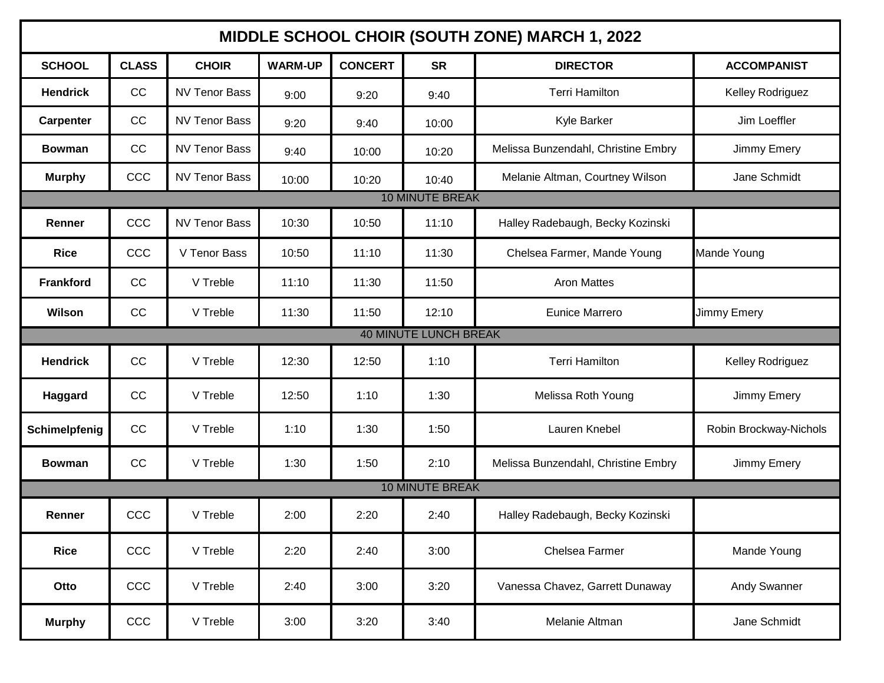| MIDDLE SCHOOL CHOIR (SOUTH ZONE) MARCH 1, 2022 | | | | | | | |
|---|---|---|---|---|---|---|---|
| **SCHOOL** | **CLASS** | **CHOIR** | **WARM-UP** | **CONCERT** | **SR** | **DIRECTOR** | **ACCOMPANIST** |
| **Hendrick** | CC | NV Tenor Bass | 9:00 | 9:20 | 9:40 | Terri Hamilton | Kelley Rodriguez |
| **Carpenter** | CC | NV Tenor Bass | 9:20 | 9:40 | 10:00 | Kyle Barker | Jim Loeffler |
| **Bowman** | CC | NV Tenor Bass | 9:40 | 10:00 | 10:20 | Melissa Bunzendahl, Christine Embry | Jimmy Emery |
| **Murphy** | CCC | NV Tenor Bass | 10:00 | 10:20 | 10:40 | Melanie Altman, Courtney Wilson | Jane Schmidt |
| 10 MINUTE BREAK | | | | | | | |
| **Renner** | CCC | NV Tenor Bass | 10:30 | 10:50 | 11:10 | Halley Radebaugh, Becky Kozinski | |
| **Rice** | CCC | V Tenor Bass | 10:50 | 11:10 | 11:30 | Chelsea Farmer, Mande Young | Mande Young |
| **Frankford** | CC | V Treble | 11:10 | 11:30 | 11:50 | Aron Mattes | |
| **Wilson** | CC | V Treble | 11:30 | 11:50 | 12:10 | Eunice Marrero | Jimmy Emery |
| 40 MINUTE LUNCH BREAK | | | | | | | |
| **Hendrick** | CC | V Treble | 12:30 | 12:50 | 1:10 | Terri Hamilton | Kelley Rodriguez |
| **Haggard** | CC | V Treble | 12:50 | 1:10 | 1:30 | Melissa Roth Young | Jimmy Emery |
| **Schimelpfenig** | CC | V Treble | 1:10 | 1:30 | 1:50 | Lauren Knebel | Robin Brockway-Nichols |
| **Bowman** | CC | V Treble | 1:30 | 1:50 | 2:10 | Melissa Bunzendahl, Christine Embry | Jimmy Emery |
| 10 MINUTE BREAK | | | | | | | |
| **Renner** | CCC | V Treble | 2:00 | 2:20 | 2:40 | Halley Radebaugh, Becky Kozinski | |
| **Rice** | CCC | V Treble | 2:20 | 2:40 | 3:00 | Chelsea Farmer | Mande Young |
| **Otto** | CCC | V Treble | 2:40 | 3:00 | 3:20 | Vanessa Chavez, Garrett Dunaway | Andy Swanner |
| **Murphy** | CCC | V Treble | 3:00 | 3:20 | 3:40 | Melanie Altman | Jane Schmidt |